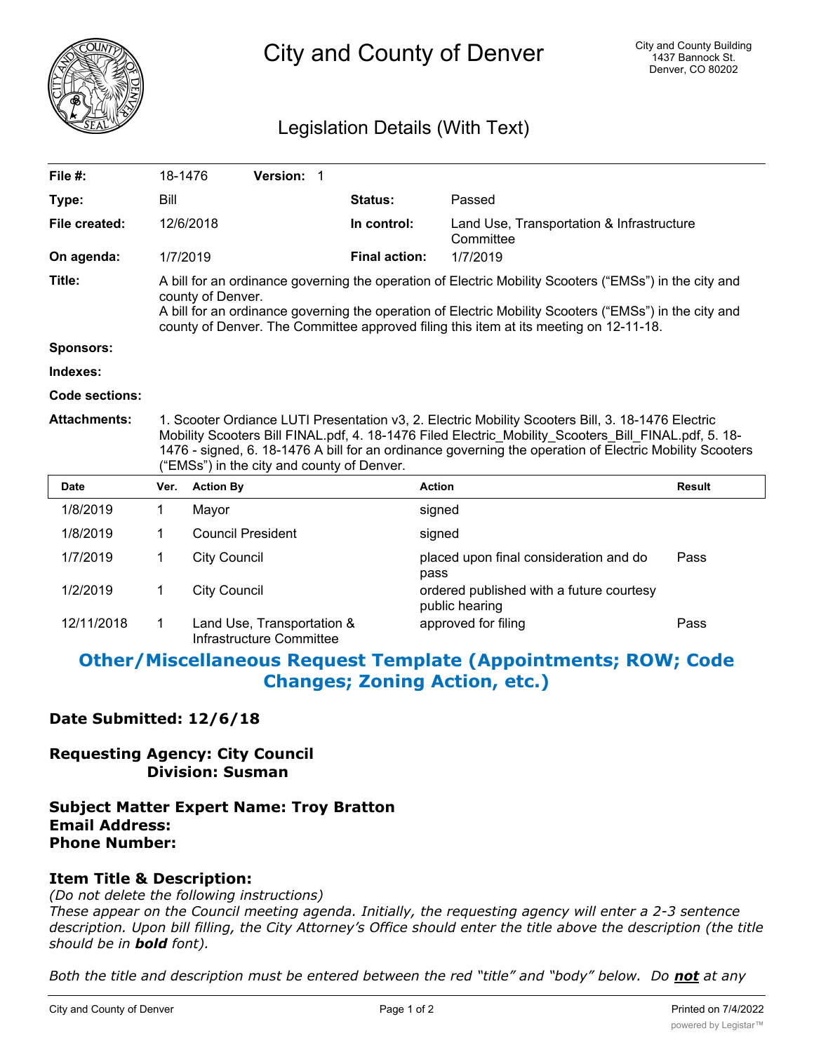# City and County of Denver

City and County Building
1437 Bannock St.
Denver, CO 80202

## Legislation Details (With Text)

| | | | | |
|---|---|---|---|---|
| **File #:** | 18-1476 | **Version:** 1 | | |
| **Type:** | Bill | | **Status:** | Passed |
| **File created:** | 12/6/2018 | | **In control:** | Land Use, Transportation & Infrastructure Committee |
| **On agenda:** | 1/7/2019 | | **Final action:** | 1/7/2019 |

**Title:** A bill for an ordinance governing the operation of Electric Mobility Scooters ("EMSs") in the city and county of Denver.
A bill for an ordinance governing the operation of Electric Mobility Scooters ("EMSs") in the city and county of Denver. The Committee approved filing this item at its meeting on 12-11-18.

**Sponsors:**

**Indexes:**

**Code sections:**

**Attachments:** 1. Scooter Ordiance LUTI Presentation v3, 2. Electric Mobility Scooters Bill, 3. 18-1476 Electric Mobility Scooters Bill FINAL.pdf, 4. 18-1476 Filed Electric_Mobility_Scooters_Bill_FINAL.pdf, 5. 18-1476 - signed, 6. 18-1476 A bill for an ordinance governing the operation of Electric Mobility Scooters ("EMSs") in the city and county of Denver.

| Date | Ver. | Action By | Action | Result |
|---|---|---|---|---|
| 1/8/2019 | 1 | Mayor | signed | |
| 1/8/2019 | 1 | Council President | signed | |
| 1/7/2019 | 1 | City Council | placed upon final consideration and do pass | Pass |
| 1/2/2019 | 1 | City Council | ordered published with a future courtesy public hearing | |
| 12/11/2018 | 1 | Land Use, Transportation & Infrastructure Committee | approved for filing | Pass |

## Other/Miscellaneous Request Template (Appointments; ROW; Code Changes; Zoning Action, etc.)

**Date Submitted: 12/6/18**

**Requesting Agency: City Council**
**Division: Susman**

**Subject Matter Expert Name: Troy Bratton**
**Email Address:**
**Phone Number:**

### Item Title & Description:

*(Do not delete the following instructions)*
*These appear on the Council meeting agenda. Initially, the requesting agency will enter a 2-3 sentence description. Upon bill filling, the City Attorney's Office should enter the title above the description (the title should be in* ***bold*** *font).*

*Both the title and description must be entered between the red "title" and "body" below. Do* ***not*** *at any*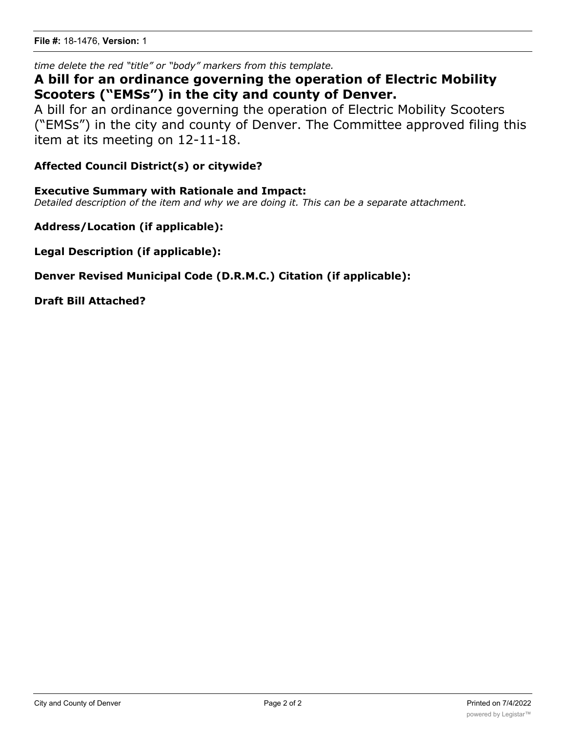*time delete the red “title” or “body” markers from this template.*

# A bill for an ordinance governing the operation of Electric Mobility Scooters (“EMSs”) in the city and county of Denver.

A bill for an ordinance governing the operation of Electric Mobility Scooters (“EMSs”) in the city and county of Denver. The Committee approved filing this item at its meeting on 12-11-18.

**Affected Council District(s) or citywide?**

**Executive Summary with Rationale and Impact:**

*Detailed description of the item and why we are doing it. This can be a separate attachment.*

**Address/Location (if applicable):**

**Legal Description (if applicable):**

**Denver Revised Municipal Code (D.R.M.C.) Citation (if applicable):**

**Draft Bill Attached?**